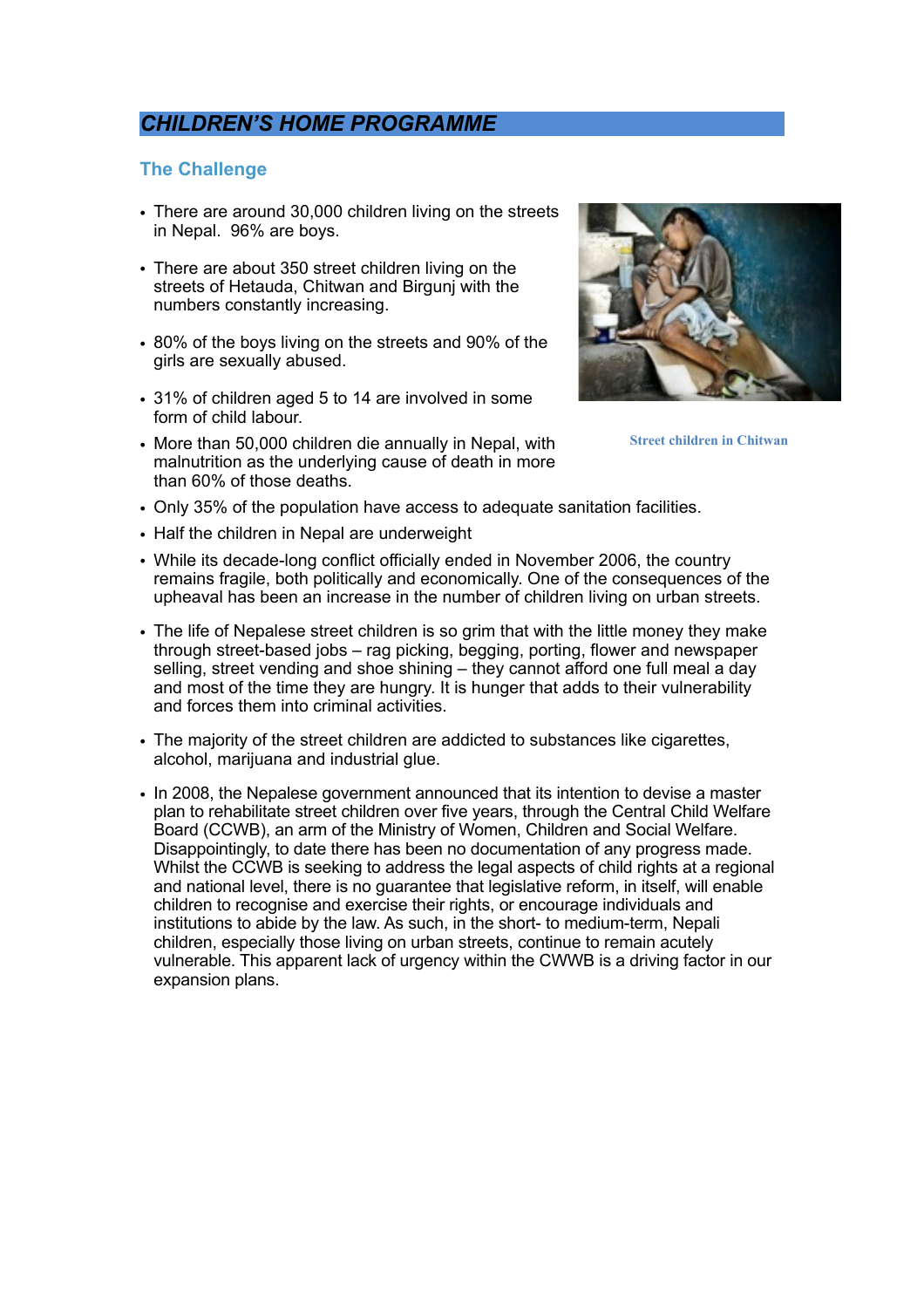# CHILDREN'S HOME PROGRAMME

## The Challenge

- There are around 30,000 children living on the streets in Nepal. 96% are boys.
- There are about 350 street children living on the streets of Hetauda, Chitwan and Birgunj with the numbers constantly increasing.
- 80% of the boys living on the streets and 90% of the girls are sexually abused.
- 31% of children aged 5 to 14 are involved in some form of child labour.
- More than 50,000 children die annually in Nepal, with malnutrition as the underlying cause of death in more than 60% of those deaths.
- Only 35% of the population have access to adequate sanitation facilities.
- Half the children in Nepal are underweight
- While its decade-long conflict officially ended in November 2006, the country remains fragile, both politically and economically. One of the consequences of the upheaval has been an increase in the number of children living on urban streets.
- The life of Nepalese street children is so grim that with the little money they make through street-based jobs – rag picking, begging, porting, flower and newspaper selling, street vending and shoe shining – they cannot afford one full meal a day and most of the time they are hungry. It is hunger that adds to their vulnerability and forces them into criminal activities.
- The majority of the street children are addicted to substances like cigarettes, alcohol, marijuana and industrial glue.
- In 2008, the Nepalese government announced that its intention to devise a master plan to rehabilitate street children over five years, through the Central Child Welfare Board (CCWB), an arm of the Ministry of Women, Children and Social Welfare. Disappointingly, to date there has been no documentation of any progress made. Whilst the CCWB is seeking to address the legal aspects of child rights at a regional and national level, there is no guarantee that legislative reform, in itself, will enable children to recognise and exercise their rights, or encourage individuals and institutions to abide by the law. As such, in the short- to medium-term, Nepali children, especially those living on urban streets, continue to remain acutely vulnerable. This apparent lack of urgency within the CWWB is a driving factor in our expansion plans.

Street children in Chitwan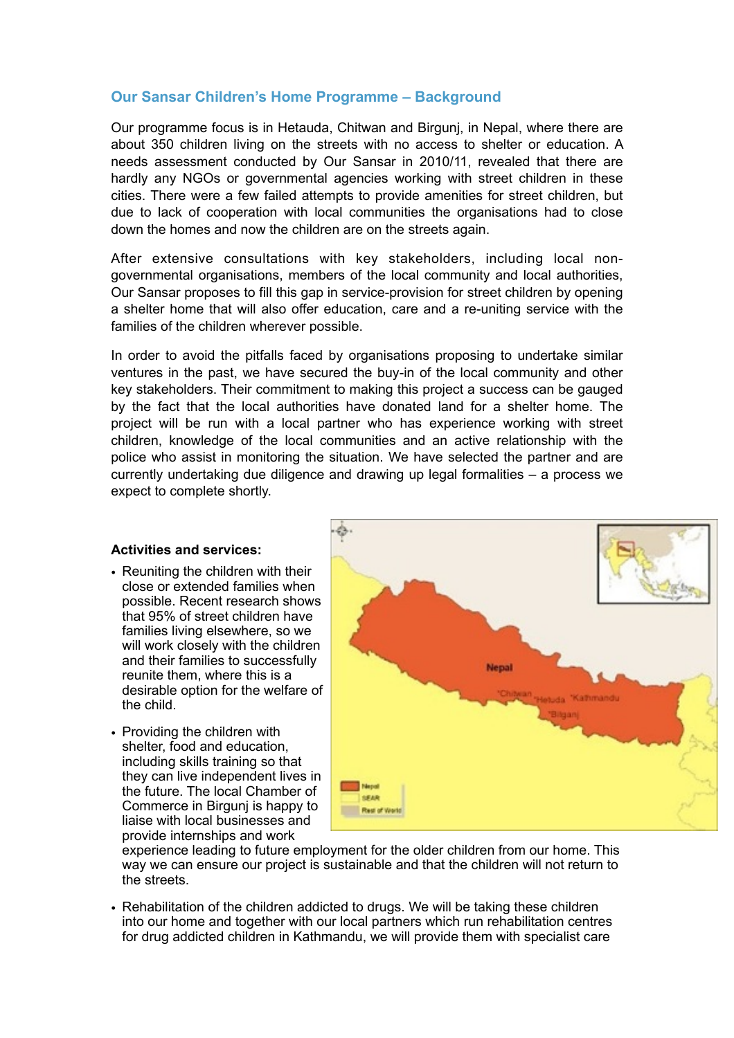## Our Sansar Children's Home Programme – Background

Our programme focus is in Hetauda, Chitwan and Birgunj, in Nepal, where there are about 350 children living on the streets with no access to shelter or education. A needs assessment conducted by Our Sansar in 2010/11, revealed that there are hardly any NGOs or governmental agencies working with street children in these cities. There were a few failed attempts to provide amenities for street children, but due to lack of cooperation with local communities the organisations had to close down the homes and now the children are on the streets again.

After extensive consultations with key stakeholders, including local non-governmental organisations, members of the local community and local authorities, Our Sansar proposes to fill this gap in service-provision for street children by opening a shelter home that will also offer education, care and a re-uniting service with the families of the children wherever possible.

In order to avoid the pitfalls faced by organisations proposing to undertake similar ventures in the past, we have secured the buy-in of the local community and other key stakeholders. Their commitment to making this project a success can be gauged by the fact that the local authorities have donated land for a shelter home. The project will be run with a local partner who has experience working with street children, knowledge of the local communities and an active relationship with the police who assist in monitoring the situation. We have selected the partner and are currently undertaking due diligence and drawing up legal formalities – a process we expect to complete shortly.

**Activities and services:**

- Reuniting the children with their close or extended families when possible. Recent research shows that 95% of street children have families living elsewhere, so we will work closely with the children and their families to successfully reunite them, where this is a desirable option for the welfare of the child.
- Providing the children with shelter, food and education, including skills training so that they can live independent lives in the future. The local Chamber of Commerce in Birgunj is happy to liaise with local businesses and provide internships and work experience leading to future employment for the older children from our home. This way we can ensure our project is sustainable and that the children will not return to the streets.
- Rehabilitation of the children addicted to drugs. We will be taking these children into our home and together with our local partners which run rehabilitation centres for drug addicted children in Kathmandu, we will provide them with specialist care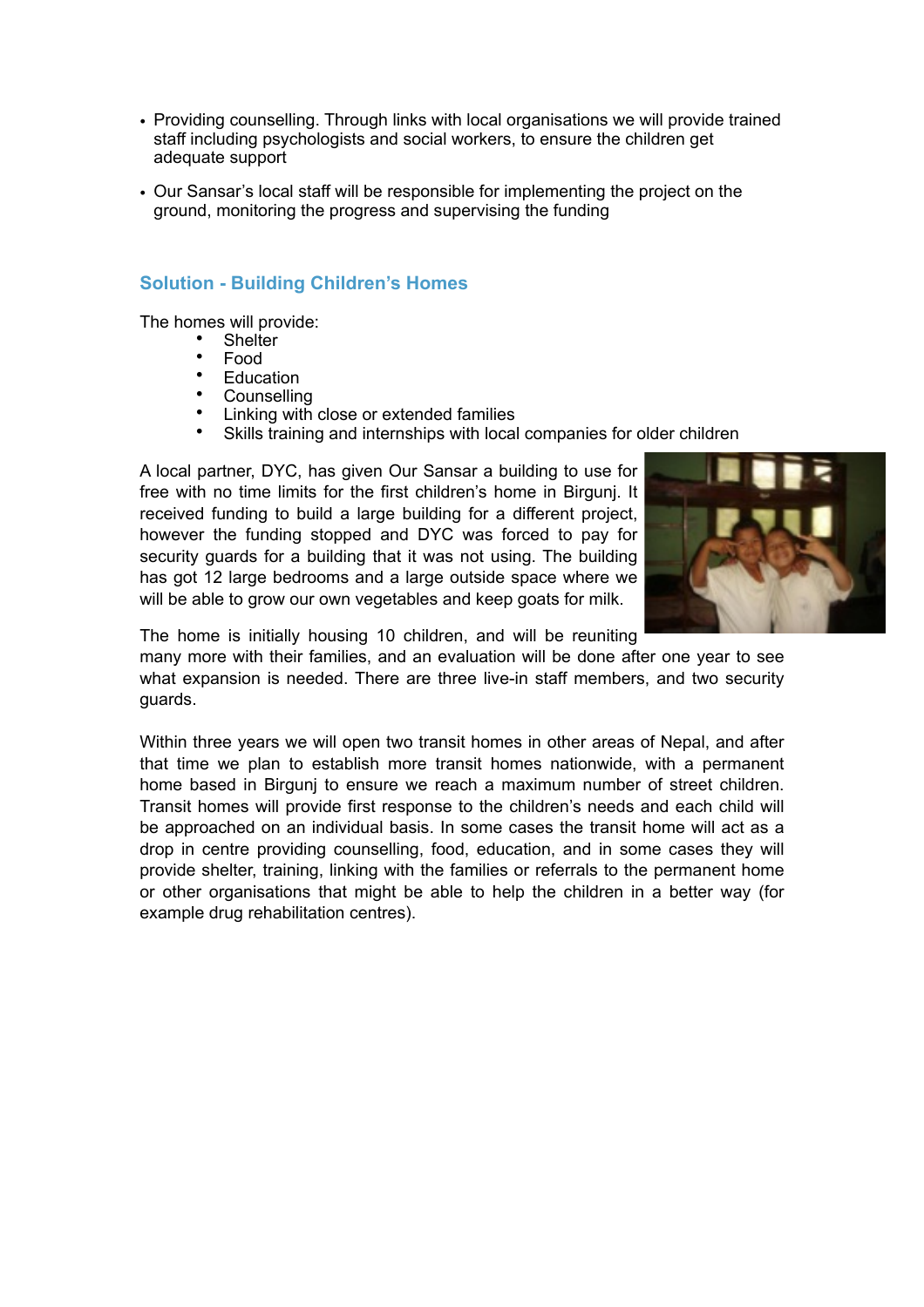- Providing counselling. Through links with local organisations we will provide trained staff including psychologists and social workers, to ensure the children get adequate support
- Our Sansar's local staff will be responsible for implementing the project on the ground, monitoring the progress and supervising the funding

## Solution - Building Children's Homes

The homes will provide:

- Shelter
- Food
- Education
- Counselling
- Linking with close or extended families
- Skills training and internships with local companies for older children

A local partner, DYC, has given Our Sansar a building to use for free with no time limits for the first children's home in Birgunj. It received funding to build a large building for a different project, however the funding stopped and DYC was forced to pay for security guards for a building that it was not using. The building has got 12 large bedrooms and a large outside space where we will be able to grow our own vegetables and keep goats for milk.

The home is initially housing 10 children, and will be reuniting many more with their families, and an evaluation will be done after one year to see what expansion is needed. There are three live-in staff members, and two security guards.

Within three years we will open two transit homes in other areas of Nepal, and after that time we plan to establish more transit homes nationwide, with a permanent home based in Birgunj to ensure we reach a maximum number of street children. Transit homes will provide first response to the children's needs and each child will be approached on an individual basis. In some cases the transit home will act as a drop in centre providing counselling, food, education, and in some cases they will provide shelter, training, linking with the families or referrals to the permanent home or other organisations that might be able to help the children in a better way (for example drug rehabilitation centres).